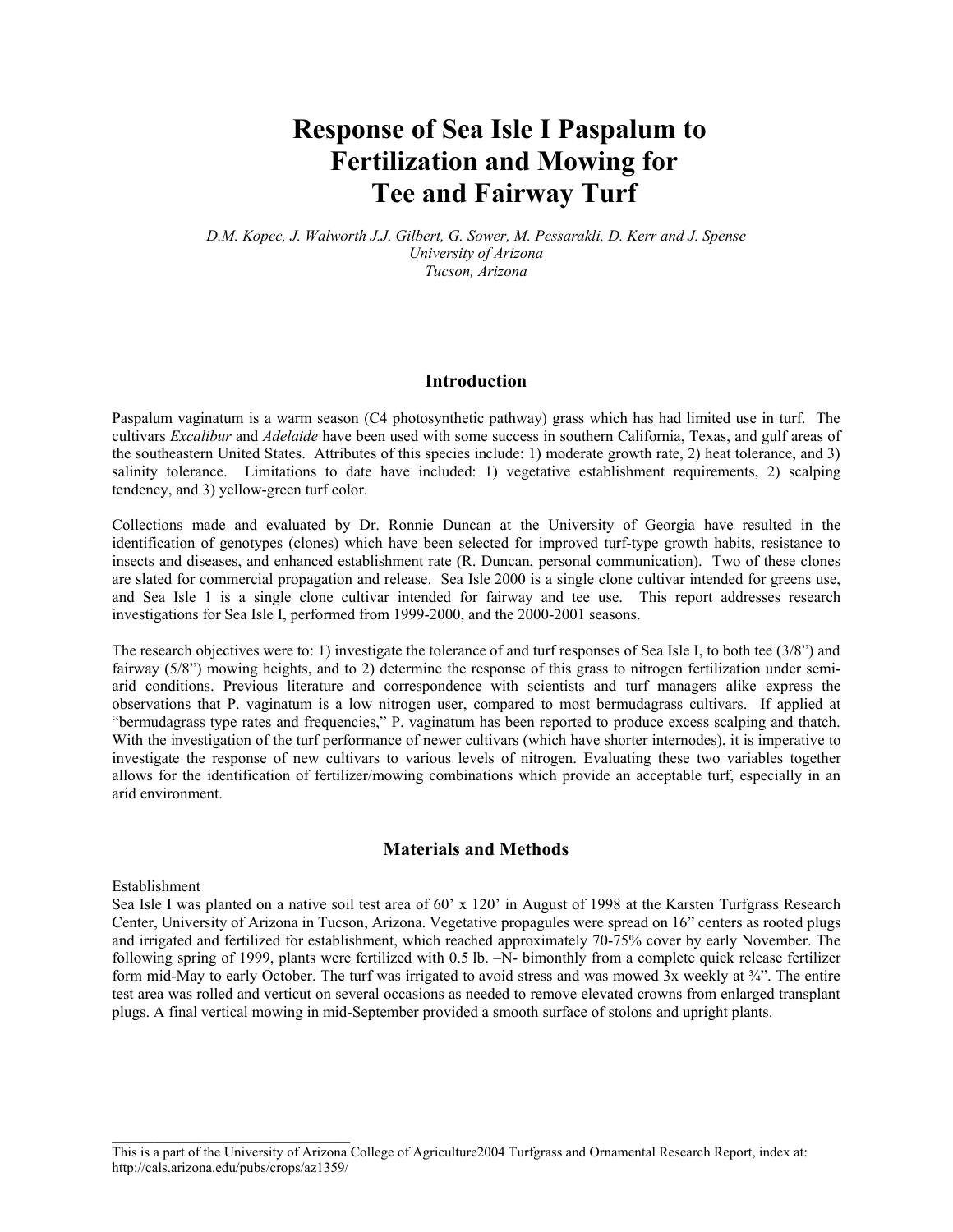# Response of Sea Isle I Paspalum to Fertilization and Mowing for Tee and Fairway Turf

*D.M. Kopec, J. Walworth J.J. Gilbert, G. Sower, M. Pessarakli, D. Kerr and J. Spense*
*University of Arizona*
*Tucson, Arizona*

## Introduction

Paspalum vaginatum is a warm season (C4 photosynthetic pathway) grass which has had limited use in turf. The cultivars *Excalibur* and *Adelaide* have been used with some success in southern California, Texas, and gulf areas of the southeastern United States. Attributes of this species include: 1) moderate growth rate, 2) heat tolerance, and 3) salinity tolerance. Limitations to date have included: 1) vegetative establishment requirements, 2) scalping tendency, and 3) yellow-green turf color.

Collections made and evaluated by Dr. Ronnie Duncan at the University of Georgia have resulted in the identification of genotypes (clones) which have been selected for improved turf-type growth habits, resistance to insects and diseases, and enhanced establishment rate (R. Duncan, personal communication). Two of these clones are slated for commercial propagation and release. Sea Isle 2000 is a single clone cultivar intended for greens use, and Sea Isle 1 is a single clone cultivar intended for fairway and tee use. This report addresses research investigations for Sea Isle I, performed from 1999-2000, and the 2000-2001 seasons.

The research objectives were to: 1) investigate the tolerance of and turf responses of Sea Isle I, to both tee (3/8") and fairway (5/8") mowing heights, and to 2) determine the response of this grass to nitrogen fertilization under semi-arid conditions. Previous literature and correspondence with scientists and turf managers alike express the observations that P. vaginatum is a low nitrogen user, compared to most bermudagrass cultivars. If applied at "bermudagrass type rates and frequencies," P. vaginatum has been reported to produce excess scalping and thatch. With the investigation of the turf performance of newer cultivars (which have shorter internodes), it is imperative to investigate the response of new cultivars to various levels of nitrogen. Evaluating these two variables together allows for the identification of fertilizer/mowing combinations which provide an acceptable turf, especially in an arid environment.

## Materials and Methods

Establishment

Sea Isle I was planted on a native soil test area of 60' x 120' in August of 1998 at the Karsten Turfgrass Research Center, University of Arizona in Tucson, Arizona. Vegetative propagules were spread on 16" centers as rooted plugs and irrigated and fertilized for establishment, which reached approximately 70-75% cover by early November. The following spring of 1999, plants were fertilized with 0.5 lb. –N- bimonthly from a complete quick release fertilizer form mid-May to early October. The turf was irrigated to avoid stress and was mowed 3x weekly at ¾". The entire test area was rolled and verticut on several occasions as needed to remove elevated crowns from enlarged transplant plugs. A final vertical mowing in mid-September provided a smooth surface of stolons and upright plants.

This is a part of the University of Arizona College of Agriculture2004 Turfgrass and Ornamental Research Report, index at: http://cals.arizona.edu/pubs/crops/az1359/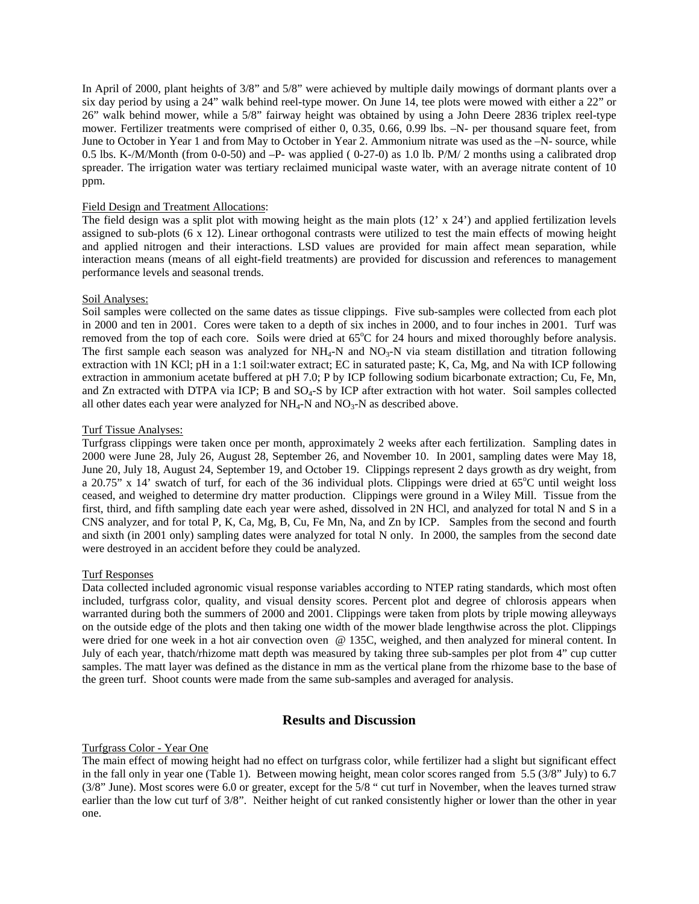In April of 2000, plant heights of 3/8" and 5/8" were achieved by multiple daily mowings of dormant plants over a six day period by using a 24" walk behind reel-type mower. On June 14, tee plots were mowed with either a 22" or 26" walk behind mower, while a 5/8" fairway height was obtained by using a John Deere 2836 triplex reel-type mower. Fertilizer treatments were comprised of either 0, 0.35, 0.66, 0.99 lbs. –N- per thousand square feet, from June to October in Year 1 and from May to October in Year 2. Ammonium nitrate was used as the –N- source, while 0.5 lbs. K-/M/Month (from 0-0-50) and –P- was applied ( 0-27-0) as 1.0 lb. P/M/ 2 months using a calibrated drop spreader. The irrigation water was tertiary reclaimed municipal waste water, with an average nitrate content of 10 ppm.

Field Design and Treatment Allocations:

The field design was a split plot with mowing height as the main plots (12' x 24') and applied fertilization levels assigned to sub-plots (6 x 12). Linear orthogonal contrasts were utilized to test the main effects of mowing height and applied nitrogen and their interactions. LSD values are provided for main affect mean separation, while interaction means (means of all eight-field treatments) are provided for discussion and references to management performance levels and seasonal trends.

Soil Analyses:

Soil samples were collected on the same dates as tissue clippings. Five sub-samples were collected from each plot in 2000 and ten in 2001. Cores were taken to a depth of six inches in 2000, and to four inches in 2001. Turf was removed from the top of each core. Soils were dried at 65°C for 24 hours and mixed thoroughly before analysis. The first sample each season was analyzed for $NH_4$-N and $NO_3$-N via steam distillation and titration following extraction with 1N KCl; pH in a 1:1 soil:water extract; EC in saturated paste; K, Ca, Mg, and Na with ICP following extraction in ammonium acetate buffered at pH 7.0; P by ICP following sodium bicarbonate extraction; Cu, Fe, Mn, and Zn extracted with DTPA via ICP; B and $SO_4$-S by ICP after extraction with hot water. Soil samples collected all other dates each year were analyzed for $NH_4$-N and $NO_3$-N as described above.

Turf Tissue Analyses:

Turfgrass clippings were taken once per month, approximately 2 weeks after each fertilization. Sampling dates in 2000 were June 28, July 26, August 28, September 26, and November 10. In 2001, sampling dates were May 18, June 20, July 18, August 24, September 19, and October 19. Clippings represent 2 days growth as dry weight, from a 20.75" x 14' swatch of turf, for each of the 36 individual plots. Clippings were dried at 65°C until weight loss ceased, and weighed to determine dry matter production. Clippings were ground in a Wiley Mill. Tissue from the first, third, and fifth sampling date each year were ashed, dissolved in 2N HCl, and analyzed for total N and S in a CNS analyzer, and for total P, K, Ca, Mg, B, Cu, Fe Mn, Na, and Zn by ICP. Samples from the second and fourth and sixth (in 2001 only) sampling dates were analyzed for total N only. In 2000, the samples from the second date were destroyed in an accident before they could be analyzed.

Turf Responses

Data collected included agronomic visual response variables according to NTEP rating standards, which most often included, turfgrass color, quality, and visual density scores. Percent plot and degree of chlorosis appears when warranted during both the summers of 2000 and 2001. Clippings were taken from plots by triple mowing alleyways on the outside edge of the plots and then taking one width of the mower blade lengthwise across the plot. Clippings were dried for one week in a hot air convection oven @ 135C, weighed, and then analyzed for mineral content. In July of each year, thatch/rhizome matt depth was measured by taking three sub-samples per plot from 4" cup cutter samples. The matt layer was defined as the distance in mm as the vertical plane from the rhizome base to the base of the green turf. Shoot counts were made from the same sub-samples and averaged for analysis.

## Results and Discussion

Turfgrass Color - Year One

The main effect of mowing height had no effect on turfgrass color, while fertilizer had a slight but significant effect in the fall only in year one (Table 1). Between mowing height, mean color scores ranged from 5.5 (3/8" July) to 6.7 (3/8" June). Most scores were 6.0 or greater, except for the 5/8 " cut turf in November, when the leaves turned straw earlier than the low cut turf of 3/8". Neither height of cut ranked consistently higher or lower than the other in year one.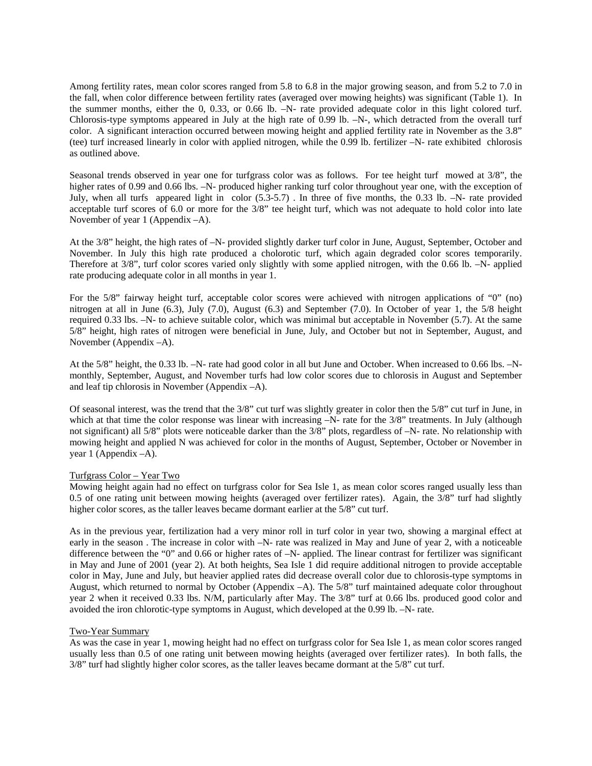Among fertility rates, mean color scores ranged from 5.8 to 6.8 in the major growing season, and from 5.2 to 7.0 in the fall, when color difference between fertility rates (averaged over mowing heights) was significant (Table 1). In the summer months, either the 0, 0.33, or 0.66 lb. –N- rate provided adequate color in this light colored turf. Chlorosis-type symptoms appeared in July at the high rate of 0.99 lb. –N-, which detracted from the overall turf color. A significant interaction occurred between mowing height and applied fertility rate in November as the 3.8" (tee) turf increased linearly in color with applied nitrogen, while the 0.99 lb. fertilizer –N- rate exhibited chlorosis as outlined above.

Seasonal trends observed in year one for turfgrass color was as follows. For tee height turf mowed at 3/8", the higher rates of 0.99 and 0.66 lbs. –N- produced higher ranking turf color throughout year one, with the exception of July, when all turfs appeared light in color (5.3-5.7) . In three of five months, the 0.33 lb. –N- rate provided acceptable turf scores of 6.0 or more for the 3/8" tee height turf, which was not adequate to hold color into late November of year 1 (Appendix –A).

At the 3/8" height, the high rates of –N- provided slightly darker turf color in June, August, September, October and November. In July this high rate produced a cholorotic turf, which again degraded color scores temporarily. Therefore at 3/8", turf color scores varied only slightly with some applied nitrogen, with the 0.66 lb. –N- applied rate producing adequate color in all months in year 1.

For the 5/8" fairway height turf, acceptable color scores were achieved with nitrogen applications of "0" (no) nitrogen at all in June (6.3), July (7.0), August (6.3) and September (7.0). In October of year 1, the 5/8 height required 0.33 lbs. –N- to achieve suitable color, which was minimal but acceptable in November (5.7). At the same 5/8" height, high rates of nitrogen were beneficial in June, July, and October but not in September, August, and November (Appendix –A).

At the 5/8" height, the 0.33 lb. –N- rate had good color in all but June and October. When increased to 0.66 lbs. –N- monthly, September, August, and November turfs had low color scores due to chlorosis in August and September and leaf tip chlorosis in November (Appendix –A).

Of seasonal interest, was the trend that the 3/8" cut turf was slightly greater in color then the 5/8" cut turf in June, in which at that time the color response was linear with increasing –N- rate for the 3/8" treatments. In July (although not significant) all 5/8" plots were noticeable darker than the 3/8" plots, regardless of –N- rate. No relationship with mowing height and applied N was achieved for color in the months of August, September, October or November in year 1 (Appendix –A).

Turfgrass Color – Year Two

Mowing height again had no effect on turfgrass color for Sea Isle 1, as mean color scores ranged usually less than 0.5 of one rating unit between mowing heights (averaged over fertilizer rates). Again, the 3/8" turf had slightly higher color scores, as the taller leaves became dormant earlier at the 5/8" cut turf.

As in the previous year, fertilization had a very minor roll in turf color in year two, showing a marginal effect at early in the season . The increase in color with –N- rate was realized in May and June of year 2, with a noticeable difference between the "0" and 0.66 or higher rates of –N- applied. The linear contrast for fertilizer was significant in May and June of 2001 (year 2). At both heights, Sea Isle 1 did require additional nitrogen to provide acceptable color in May, June and July, but heavier applied rates did decrease overall color due to chlorosis-type symptoms in August, which returned to normal by October (Appendix –A). The 5/8" turf maintained adequate color throughout year 2 when it received 0.33 lbs. N/M, particularly after May. The 3/8" turf at 0.66 lbs. produced good color and avoided the iron chlorotic-type symptoms in August, which developed at the 0.99 lb. –N- rate.

Two-Year Summary

As was the case in year 1, mowing height had no effect on turfgrass color for Sea Isle 1, as mean color scores ranged usually less than 0.5 of one rating unit between mowing heights (averaged over fertilizer rates). In both falls, the 3/8" turf had slightly higher color scores, as the taller leaves became dormant at the 5/8" cut turf.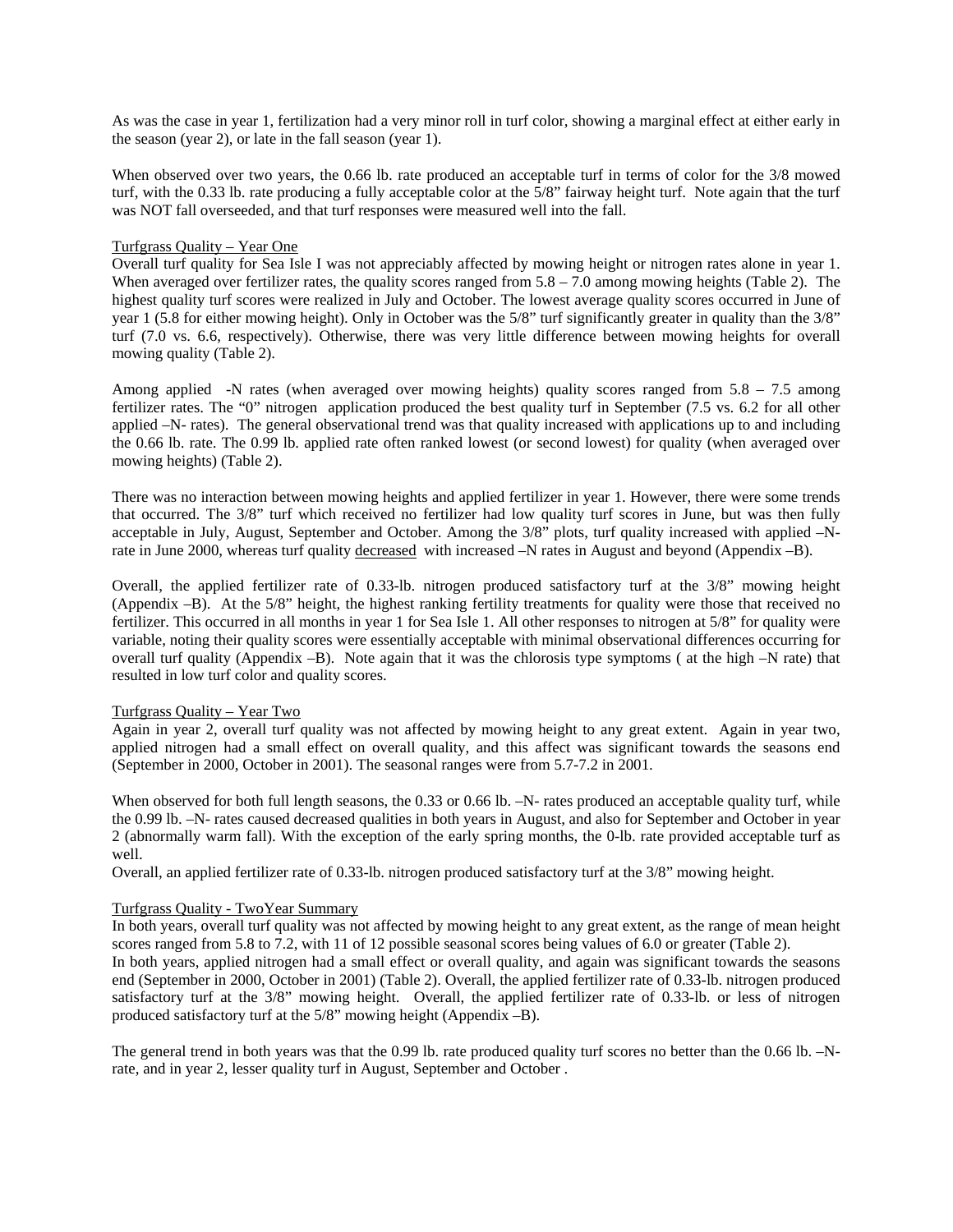As was the case in year 1, fertilization had a very minor roll in turf color, showing a marginal effect at either early in the season (year 2), or late in the fall season (year 1).

When observed over two years, the 0.66 lb. rate produced an acceptable turf in terms of color for the 3/8 mowed turf, with the 0.33 lb. rate producing a fully acceptable color at the 5/8" fairway height turf. Note again that the turf was NOT fall overseeded, and that turf responses were measured well into the fall.

<u>Turfgrass Quality – Year One</u>

Overall turf quality for Sea Isle I was not appreciably affected by mowing height or nitrogen rates alone in year 1. When averaged over fertilizer rates, the quality scores ranged from 5.8 – 7.0 among mowing heights (Table 2). The highest quality turf scores were realized in July and October. The lowest average quality scores occurred in June of year 1 (5.8 for either mowing height). Only in October was the 5/8" turf significantly greater in quality than the 3/8" turf (7.0 vs. 6.6, respectively). Otherwise, there was very little difference between mowing heights for overall mowing quality (Table 2).

Among applied -N rates (when averaged over mowing heights) quality scores ranged from 5.8 – 7.5 among fertilizer rates. The "0" nitrogen application produced the best quality turf in September (7.5 vs. 6.2 for all other applied –N- rates). The general observational trend was that quality increased with applications up to and including the 0.66 lb. rate. The 0.99 lb. applied rate often ranked lowest (or second lowest) for quality (when averaged over mowing heights) (Table 2).

There was no interaction between mowing heights and applied fertilizer in year 1. However, there were some trends that occurred. The 3/8" turf which received no fertilizer had low quality turf scores in June, but was then fully acceptable in July, August, September and October. Among the 3/8" plots, turf quality increased with applied –N- rate in June 2000, whereas turf quality <u>decreased</u> with increased –N rates in August and beyond (Appendix –B).

Overall, the applied fertilizer rate of 0.33-lb. nitrogen produced satisfactory turf at the 3/8" mowing height (Appendix –B). At the 5/8" height, the highest ranking fertility treatments for quality were those that received no fertilizer. This occurred in all months in year 1 for Sea Isle 1. All other responses to nitrogen at 5/8" for quality were variable, noting their quality scores were essentially acceptable with minimal observational differences occurring for overall turf quality (Appendix –B). Note again that it was the chlorosis type symptoms ( at the high –N rate) that resulted in low turf color and quality scores.

<u>Turfgrass Quality – Year Two</u>

Again in year 2, overall turf quality was not affected by mowing height to any great extent. Again in year two, applied nitrogen had a small effect on overall quality, and this affect was significant towards the seasons end (September in 2000, October in 2001). The seasonal ranges were from 5.7-7.2 in 2001.

When observed for both full length seasons, the 0.33 or 0.66 lb. –N- rates produced an acceptable quality turf, while the 0.99 lb. –N- rates caused decreased qualities in both years in August, and also for September and October in year 2 (abnormally warm fall). With the exception of the early spring months, the 0-lb. rate provided acceptable turf as well.

Overall, an applied fertilizer rate of 0.33-lb. nitrogen produced satisfactory turf at the 3/8" mowing height.

<u>Turfgrass Quality - TwoYear Summary</u>

In both years, overall turf quality was not affected by mowing height to any great extent, as the range of mean height scores ranged from 5.8 to 7.2, with 11 of 12 possible seasonal scores being values of 6.0 or greater (Table 2).

In both years, applied nitrogen had a small effect or overall quality, and again was significant towards the seasons end (September in 2000, October in 2001) (Table 2). Overall, the applied fertilizer rate of 0.33-lb. nitrogen produced satisfactory turf at the 3/8" mowing height. Overall, the applied fertilizer rate of 0.33-lb. or less of nitrogen produced satisfactory turf at the 5/8" mowing height (Appendix –B).

The general trend in both years was that the 0.99 lb. rate produced quality turf scores no better than the 0.66 lb. –N- rate, and in year 2, lesser quality turf in August, September and October .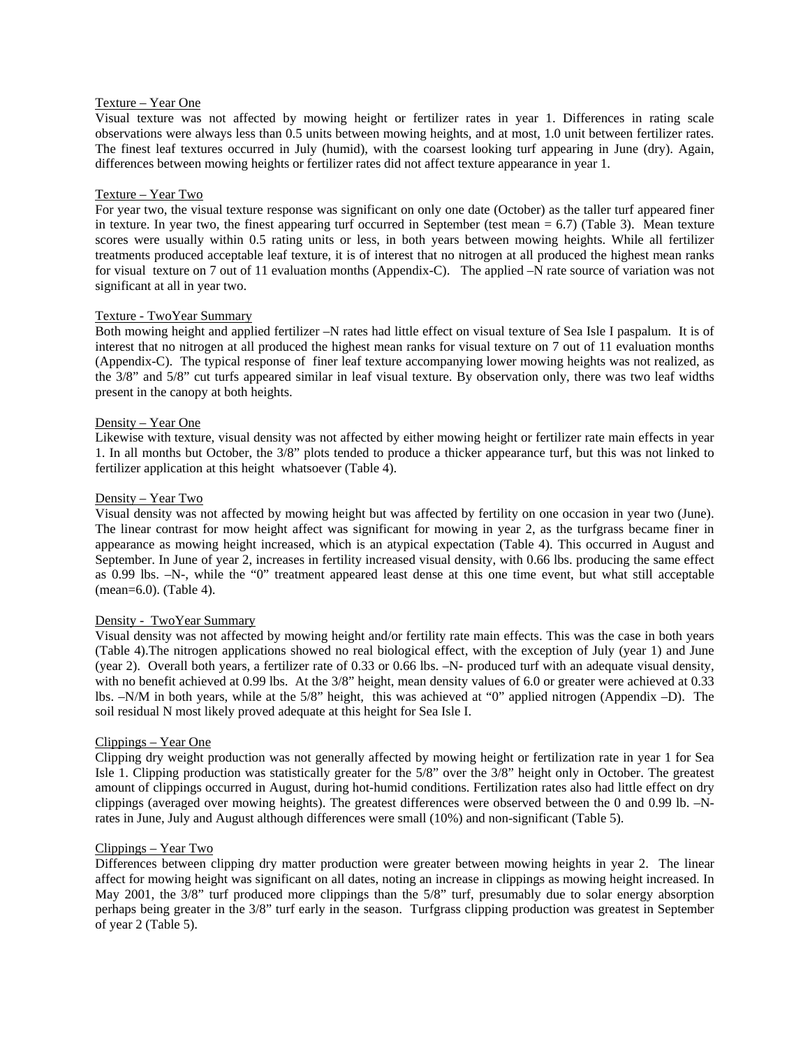Texture – Year One

Visual texture was not affected by mowing height or fertilizer rates in year 1. Differences in rating scale observations were always less than 0.5 units between mowing heights, and at most, 1.0 unit between fertilizer rates. The finest leaf textures occurred in July (humid), with the coarsest looking turf appearing in June (dry). Again, differences between mowing heights or fertilizer rates did not affect texture appearance in year 1.

Texture – Year Two

For year two, the visual texture response was significant on only one date (October) as the taller turf appeared finer in texture. In year two, the finest appearing turf occurred in September (test mean = 6.7) (Table 3). Mean texture scores were usually within 0.5 rating units or less, in both years between mowing heights. While all fertilizer treatments produced acceptable leaf texture, it is of interest that no nitrogen at all produced the highest mean ranks for visual texture on 7 out of 11 evaluation months (Appendix-C). The applied –N rate source of variation was not significant at all in year two.

Texture - TwoYear Summary

Both mowing height and applied fertilizer –N rates had little effect on visual texture of Sea Isle I paspalum. It is of interest that no nitrogen at all produced the highest mean ranks for visual texture on 7 out of 11 evaluation months (Appendix-C). The typical response of finer leaf texture accompanying lower mowing heights was not realized, as the 3/8" and 5/8" cut turfs appeared similar in leaf visual texture. By observation only, there was two leaf widths present in the canopy at both heights.

Density – Year One

Likewise with texture, visual density was not affected by either mowing height or fertilizer rate main effects in year 1. In all months but October, the 3/8" plots tended to produce a thicker appearance turf, but this was not linked to fertilizer application at this height whatsoever (Table 4).

Density – Year Two

Visual density was not affected by mowing height but was affected by fertility on one occasion in year two (June). The linear contrast for mow height affect was significant for mowing in year 2, as the turfgrass became finer in appearance as mowing height increased, which is an atypical expectation (Table 4). This occurred in August and September. In June of year 2, increases in fertility increased visual density, with 0.66 lbs. producing the same effect as 0.99 lbs. –N-, while the "0" treatment appeared least dense at this one time event, but what still acceptable (mean=6.0). (Table 4).

Density - TwoYear Summary

Visual density was not affected by mowing height and/or fertility rate main effects. This was the case in both years (Table 4).The nitrogen applications showed no real biological effect, with the exception of July (year 1) and June (year 2). Overall both years, a fertilizer rate of 0.33 or 0.66 lbs. –N- produced turf with an adequate visual density, with no benefit achieved at 0.99 lbs. At the 3/8" height, mean density values of 6.0 or greater were achieved at 0.33 lbs. –N/M in both years, while at the 5/8" height, this was achieved at "0" applied nitrogen (Appendix –D). The soil residual N most likely proved adequate at this height for Sea Isle I.

Clippings – Year One

Clipping dry weight production was not generally affected by mowing height or fertilization rate in year 1 for Sea Isle 1. Clipping production was statistically greater for the 5/8" over the 3/8" height only in October. The greatest amount of clippings occurred in August, during hot-humid conditions. Fertilization rates also had little effect on dry clippings (averaged over mowing heights). The greatest differences were observed between the 0 and 0.99 lb. –N- rates in June, July and August although differences were small (10%) and non-significant (Table 5).

Clippings – Year Two

Differences between clipping dry matter production were greater between mowing heights in year 2. The linear affect for mowing height was significant on all dates, noting an increase in clippings as mowing height increased. In May 2001, the 3/8" turf produced more clippings than the 5/8" turf, presumably due to solar energy absorption perhaps being greater in the 3/8" turf early in the season. Turfgrass clipping production was greatest in September of year 2 (Table 5).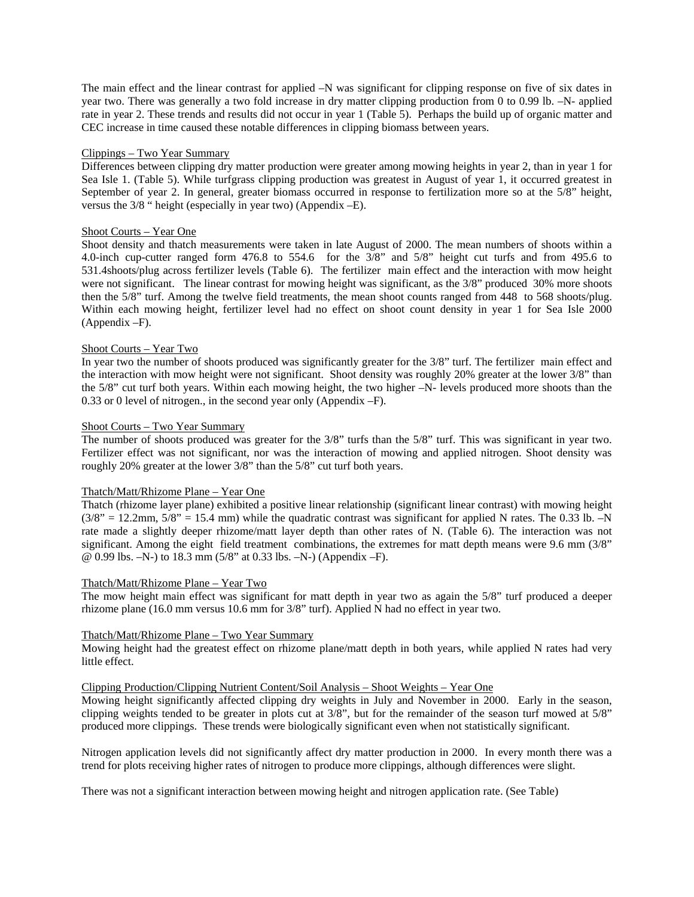The main effect and the linear contrast for applied –N was significant for clipping response on five of six dates in year two. There was generally a two fold increase in dry matter clipping production from 0 to 0.99 lb. –N- applied rate in year 2. These trends and results did not occur in year 1 (Table 5). Perhaps the build up of organic matter and CEC increase in time caused these notable differences in clipping biomass between years.

<u>Clippings – Two Year Summary</u>

Differences between clipping dry matter production were greater among mowing heights in year 2, than in year 1 for Sea Isle 1. (Table 5). While turfgrass clipping production was greatest in August of year 1, it occurred greatest in September of year 2. In general, greater biomass occurred in response to fertilization more so at the 5/8" height, versus the 3/8 " height (especially in year two) (Appendix –E).

<u>Shoot Courts – Year One</u>

Shoot density and thatch measurements were taken in late August of 2000. The mean numbers of shoots within a 4.0-inch cup-cutter ranged form 476.8 to 554.6 for the 3/8" and 5/8" height cut turfs and from 495.6 to 531.4shoots/plug across fertilizer levels (Table 6). The fertilizer main effect and the interaction with mow height were not significant. The linear contrast for mowing height was significant, as the 3/8" produced 30% more shoots then the 5/8" turf. Among the twelve field treatments, the mean shoot counts ranged from 448 to 568 shoots/plug. Within each mowing height, fertilizer level had no effect on shoot count density in year 1 for Sea Isle 2000 (Appendix –F).

<u>Shoot Courts – Year Two</u>

In year two the number of shoots produced was significantly greater for the 3/8" turf. The fertilizer main effect and the interaction with mow height were not significant. Shoot density was roughly 20% greater at the lower 3/8" than the 5/8" cut turf both years. Within each mowing height, the two higher –N- levels produced more shoots than the 0.33 or 0 level of nitrogen., in the second year only (Appendix –F).

<u>Shoot Courts – Two Year Summary</u>

The number of shoots produced was greater for the 3/8" turfs than the 5/8" turf. This was significant in year two. Fertilizer effect was not significant, nor was the interaction of mowing and applied nitrogen. Shoot density was roughly 20% greater at the lower 3/8" than the 5/8" cut turf both years.

<u>Thatch/Matt/Rhizome Plane – Year One</u>

Thatch (rhizome layer plane) exhibited a positive linear relationship (significant linear contrast) with mowing height (3/8" = 12.2mm, 5/8" = 15.4 mm) while the quadratic contrast was significant for applied N rates. The 0.33 lb. –N rate made a slightly deeper rhizome/matt layer depth than other rates of N. (Table 6). The interaction was not significant. Among the eight field treatment combinations, the extremes for matt depth means were 9.6 mm (3/8" @ 0.99 lbs. –N-) to 18.3 mm (5/8" at 0.33 lbs. –N-) (Appendix –F).

<u>Thatch/Matt/Rhizome Plane – Year Two</u>

The mow height main effect was significant for matt depth in year two as again the 5/8" turf produced a deeper rhizome plane (16.0 mm versus 10.6 mm for 3/8" turf). Applied N had no effect in year two.

<u>Thatch/Matt/Rhizome Plane – Two Year Summary</u>

Mowing height had the greatest effect on rhizome plane/matt depth in both years, while applied N rates had very little effect.

<u>Clipping Production/Clipping Nutrient Content/Soil Analysis – Shoot Weights – Year One</u>

Mowing height significantly affected clipping dry weights in July and November in 2000. Early in the season, clipping weights tended to be greater in plots cut at 3/8", but for the remainder of the season turf mowed at 5/8" produced more clippings. These trends were biologically significant even when not statistically significant.

Nitrogen application levels did not significantly affect dry matter production in 2000. In every month there was a trend for plots receiving higher rates of nitrogen to produce more clippings, although differences were slight.

There was not a significant interaction between mowing height and nitrogen application rate. (See Table)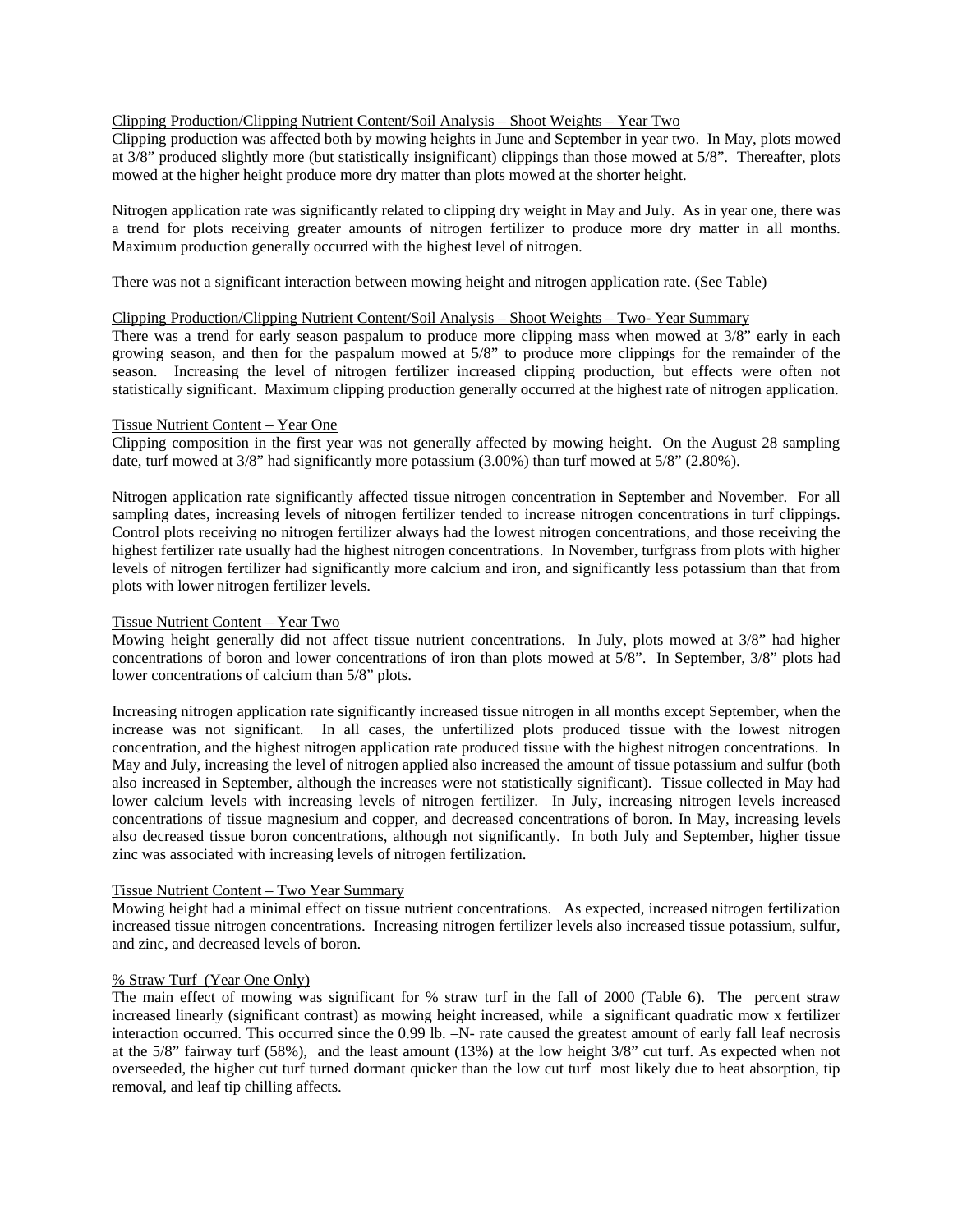Clipping Production/Clipping Nutrient Content/Soil Analysis – Shoot Weights – Year Two

Clipping production was affected both by mowing heights in June and September in year two. In May, plots mowed at 3/8" produced slightly more (but statistically insignificant) clippings than those mowed at 5/8". Thereafter, plots mowed at the higher height produce more dry matter than plots mowed at the shorter height.

Nitrogen application rate was significantly related to clipping dry weight in May and July. As in year one, there was a trend for plots receiving greater amounts of nitrogen fertilizer to produce more dry matter in all months. Maximum production generally occurred with the highest level of nitrogen.

There was not a significant interaction between mowing height and nitrogen application rate. (See Table)

Clipping Production/Clipping Nutrient Content/Soil Analysis – Shoot Weights – Two- Year Summary

There was a trend for early season paspalum to produce more clipping mass when mowed at 3/8" early in each growing season, and then for the paspalum mowed at 5/8" to produce more clippings for the remainder of the season. Increasing the level of nitrogen fertilizer increased clipping production, but effects were often not statistically significant. Maximum clipping production generally occurred at the highest rate of nitrogen application.

Tissue Nutrient Content – Year One

Clipping composition in the first year was not generally affected by mowing height. On the August 28 sampling date, turf mowed at 3/8" had significantly more potassium (3.00%) than turf mowed at 5/8" (2.80%).

Nitrogen application rate significantly affected tissue nitrogen concentration in September and November. For all sampling dates, increasing levels of nitrogen fertilizer tended to increase nitrogen concentrations in turf clippings. Control plots receiving no nitrogen fertilizer always had the lowest nitrogen concentrations, and those receiving the highest fertilizer rate usually had the highest nitrogen concentrations. In November, turfgrass from plots with higher levels of nitrogen fertilizer had significantly more calcium and iron, and significantly less potassium than that from plots with lower nitrogen fertilizer levels.

Tissue Nutrient Content – Year Two

Mowing height generally did not affect tissue nutrient concentrations. In July, plots mowed at 3/8" had higher concentrations of boron and lower concentrations of iron than plots mowed at 5/8". In September, 3/8" plots had lower concentrations of calcium than 5/8" plots.

Increasing nitrogen application rate significantly increased tissue nitrogen in all months except September, when the increase was not significant. In all cases, the unfertilized plots produced tissue with the lowest nitrogen concentration, and the highest nitrogen application rate produced tissue with the highest nitrogen concentrations. In May and July, increasing the level of nitrogen applied also increased the amount of tissue potassium and sulfur (both also increased in September, although the increases were not statistically significant). Tissue collected in May had lower calcium levels with increasing levels of nitrogen fertilizer. In July, increasing nitrogen levels increased concentrations of tissue magnesium and copper, and decreased concentrations of boron. In May, increasing levels also decreased tissue boron concentrations, although not significantly. In both July and September, higher tissue zinc was associated with increasing levels of nitrogen fertilization.

Tissue Nutrient Content – Two Year Summary

Mowing height had a minimal effect on tissue nutrient concentrations. As expected, increased nitrogen fertilization increased tissue nitrogen concentrations. Increasing nitrogen fertilizer levels also increased tissue potassium, sulfur, and zinc, and decreased levels of boron.

% Straw Turf (Year One Only)

The main effect of mowing was significant for % straw turf in the fall of 2000 (Table 6). The percent straw increased linearly (significant contrast) as mowing height increased, while a significant quadratic mow x fertilizer interaction occurred. This occurred since the 0.99 lb. –N- rate caused the greatest amount of early fall leaf necrosis at the 5/8" fairway turf (58%), and the least amount (13%) at the low height 3/8" cut turf. As expected when not overseeded, the higher cut turf turned dormant quicker than the low cut turf most likely due to heat absorption, tip removal, and leaf tip chilling affects.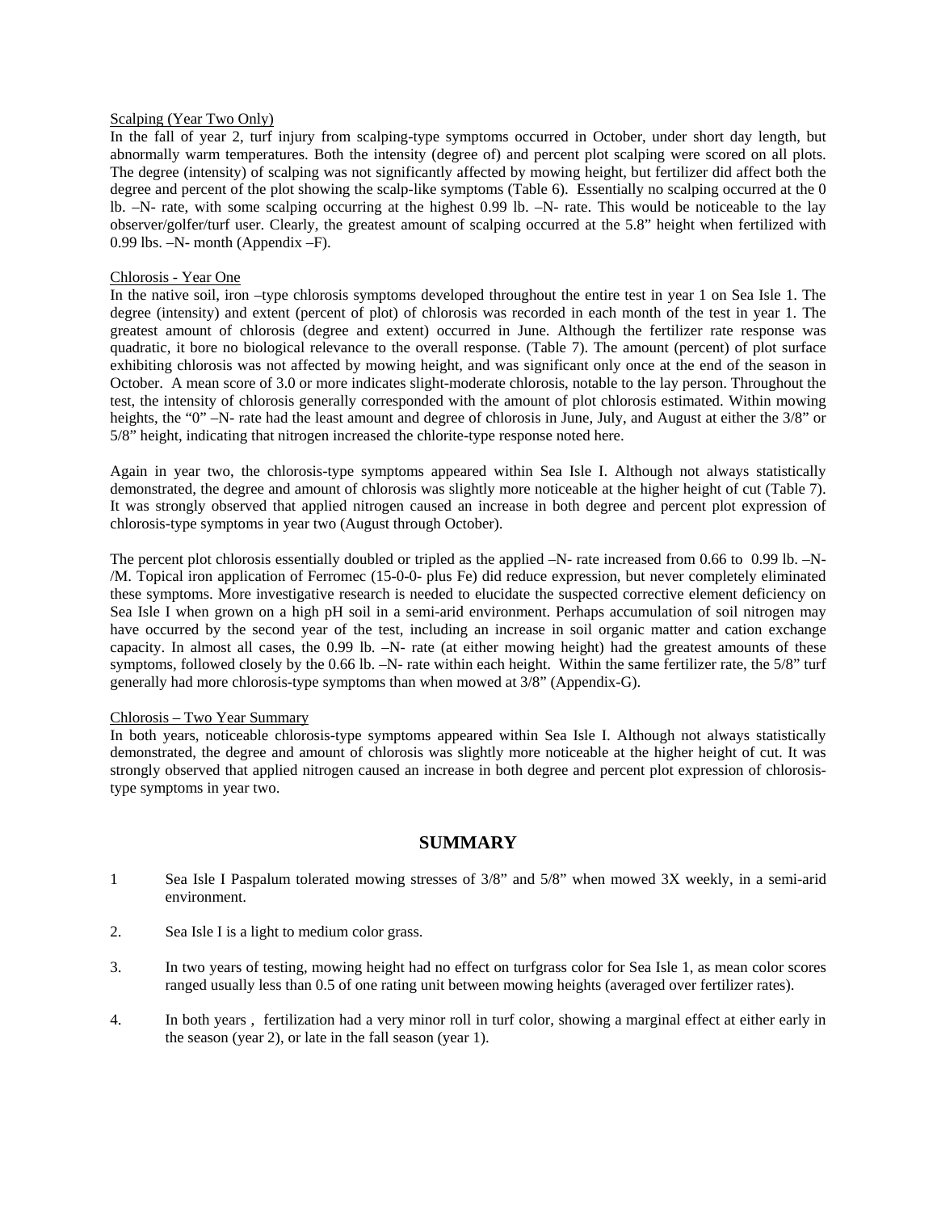Scalping (Year Two Only)

In the fall of year 2, turf injury from scalping-type symptoms occurred in October, under short day length, but abnormally warm temperatures. Both the intensity (degree of) and percent plot scalping were scored on all plots. The degree (intensity) of scalping was not significantly affected by mowing height, but fertilizer did affect both the degree and percent of the plot showing the scalp-like symptoms (Table 6). Essentially no scalping occurred at the 0 lb. –N- rate, with some scalping occurring at the highest 0.99 lb. –N- rate. This would be noticeable to the lay observer/golfer/turf user. Clearly, the greatest amount of scalping occurred at the 5.8" height when fertilized with 0.99 lbs. –N- month (Appendix –F).

Chlorosis - Year One

In the native soil, iron –type chlorosis symptoms developed throughout the entire test in year 1 on Sea Isle 1. The degree (intensity) and extent (percent of plot) of chlorosis was recorded in each month of the test in year 1. The greatest amount of chlorosis (degree and extent) occurred in June. Although the fertilizer rate response was quadratic, it bore no biological relevance to the overall response. (Table 7). The amount (percent) of plot surface exhibiting chlorosis was not affected by mowing height, and was significant only once at the end of the season in October. A mean score of 3.0 or more indicates slight-moderate chlorosis, notable to the lay person. Throughout the test, the intensity of chlorosis generally corresponded with the amount of plot chlorosis estimated. Within mowing heights, the "0" –N- rate had the least amount and degree of chlorosis in June, July, and August at either the 3/8" or 5/8" height, indicating that nitrogen increased the chlorite-type response noted here.

Again in year two, the chlorosis-type symptoms appeared within Sea Isle I. Although not always statistically demonstrated, the degree and amount of chlorosis was slightly more noticeable at the higher height of cut (Table 7). It was strongly observed that applied nitrogen caused an increase in both degree and percent plot expression of chlorosis-type symptoms in year two (August through October).

The percent plot chlorosis essentially doubled or tripled as the applied –N- rate increased from 0.66 to 0.99 lb. –N-/M. Topical iron application of Ferromec (15-0-0- plus Fe) did reduce expression, but never completely eliminated these symptoms. More investigative research is needed to elucidate the suspected corrective element deficiency on Sea Isle I when grown on a high pH soil in a semi-arid environment. Perhaps accumulation of soil nitrogen may have occurred by the second year of the test, including an increase in soil organic matter and cation exchange capacity. In almost all cases, the 0.99 lb. –N- rate (at either mowing height) had the greatest amounts of these symptoms, followed closely by the 0.66 lb. –N- rate within each height. Within the same fertilizer rate, the 5/8" turf generally had more chlorosis-type symptoms than when mowed at 3/8" (Appendix-G).

Chlorosis – Two Year Summary

In both years, noticeable chlorosis-type symptoms appeared within Sea Isle I. Although not always statistically demonstrated, the degree and amount of chlorosis was slightly more noticeable at the higher height of cut. It was strongly observed that applied nitrogen caused an increase in both degree and percent plot expression of chlorosis-type symptoms in year two.

## SUMMARY

1 Sea Isle I Paspalum tolerated mowing stresses of 3/8" and 5/8" when mowed 3X weekly, in a semi-arid environment.

2. Sea Isle I is a light to medium color grass.

3. In two years of testing, mowing height had no effect on turfgrass color for Sea Isle 1, as mean color scores ranged usually less than 0.5 of one rating unit between mowing heights (averaged over fertilizer rates).

4. In both years , fertilization had a very minor roll in turf color, showing a marginal effect at either early in the season (year 2), or late in the fall season (year 1).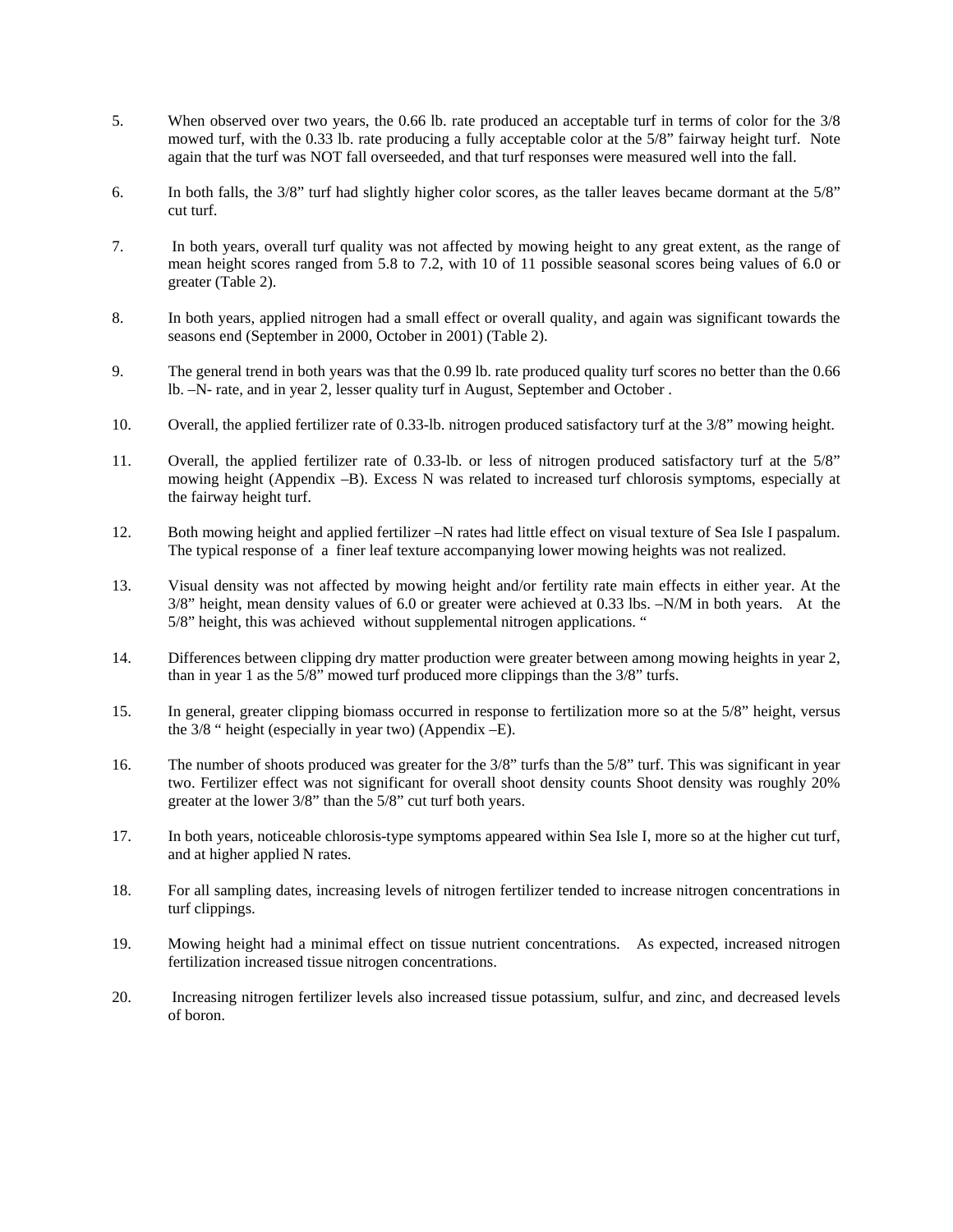5. When observed over two years, the 0.66 lb. rate produced an acceptable turf in terms of color for the 3/8 mowed turf, with the 0.33 lb. rate producing a fully acceptable color at the 5/8" fairway height turf. Note again that the turf was NOT fall overseeded, and that turf responses were measured well into the fall.

6. In both falls, the 3/8" turf had slightly higher color scores, as the taller leaves became dormant at the 5/8" cut turf.

7. In both years, overall turf quality was not affected by mowing height to any great extent, as the range of mean height scores ranged from 5.8 to 7.2, with 10 of 11 possible seasonal scores being values of 6.0 or greater (Table 2).

8. In both years, applied nitrogen had a small effect or overall quality, and again was significant towards the seasons end (September in 2000, October in 2001) (Table 2).

9. The general trend in both years was that the 0.99 lb. rate produced quality turf scores no better than the 0.66 lb. –N- rate, and in year 2, lesser quality turf in August, September and October .

10. Overall, the applied fertilizer rate of 0.33-lb. nitrogen produced satisfactory turf at the 3/8" mowing height.

11. Overall, the applied fertilizer rate of 0.33-lb. or less of nitrogen produced satisfactory turf at the 5/8" mowing height (Appendix –B). Excess N was related to increased turf chlorosis symptoms, especially at the fairway height turf.

12. Both mowing height and applied fertilizer –N rates had little effect on visual texture of Sea Isle I paspalum. The typical response of a finer leaf texture accompanying lower mowing heights was not realized.

13. Visual density was not affected by mowing height and/or fertility rate main effects in either year. At the 3/8" height, mean density values of 6.0 or greater were achieved at 0.33 lbs. –N/M in both years. At the 5/8" height, this was achieved without supplemental nitrogen applications. "

14. Differences between clipping dry matter production were greater between among mowing heights in year 2, than in year 1 as the 5/8" mowed turf produced more clippings than the 3/8" turfs.

15. In general, greater clipping biomass occurred in response to fertilization more so at the 5/8" height, versus the 3/8 " height (especially in year two) (Appendix –E).

16. The number of shoots produced was greater for the 3/8" turfs than the 5/8" turf. This was significant in year two. Fertilizer effect was not significant for overall shoot density counts Shoot density was roughly 20% greater at the lower 3/8" than the 5/8" cut turf both years.

17. In both years, noticeable chlorosis-type symptoms appeared within Sea Isle I, more so at the higher cut turf, and at higher applied N rates.

18. For all sampling dates, increasing levels of nitrogen fertilizer tended to increase nitrogen concentrations in turf clippings.

19. Mowing height had a minimal effect on tissue nutrient concentrations. As expected, increased nitrogen fertilization increased tissue nitrogen concentrations.

20. Increasing nitrogen fertilizer levels also increased tissue potassium, sulfur, and zinc, and decreased levels of boron.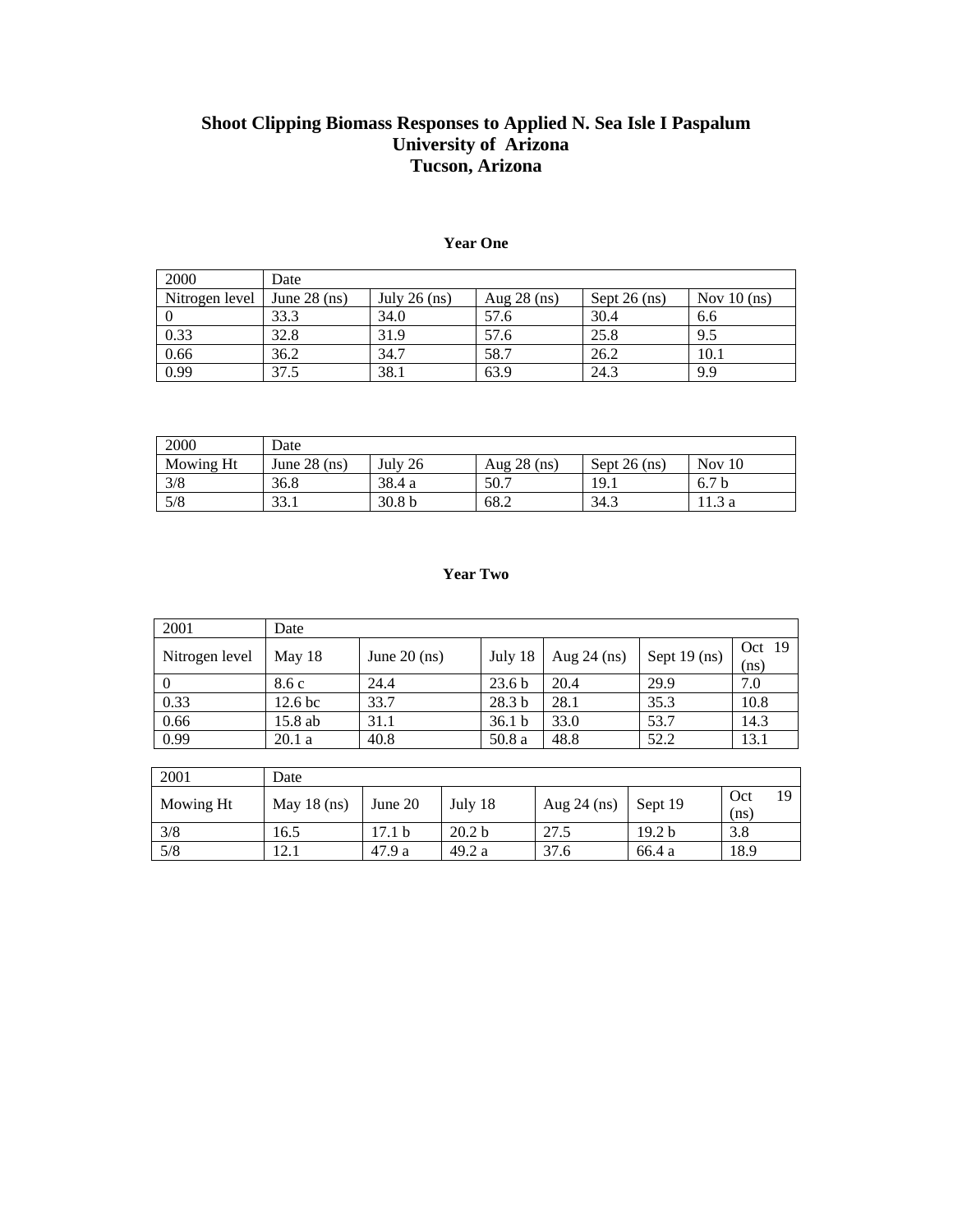# Shoot Clipping Biomass Responses to Applied N. Sea Isle I Paspalum
# University of Arizona
# Tucson, Arizona

### Year One

| 2000 | Date | | | | |
|---|---|---|---|---|---|
| Nitrogen level | June 28 (ns) | July 26 (ns) | Aug 28 (ns) | Sept 26 (ns) | Nov 10 (ns) |
| 0 | 33.3 | 34.0 | 57.6 | 30.4 | 6.6 |
| 0.33 | 32.8 | 31.9 | 57.6 | 25.8 | 9.5 |
| 0.66 | 36.2 | 34.7 | 58.7 | 26.2 | 10.1 |
| 0.99 | 37.5 | 38.1 | 63.9 | 24.3 | 9.9 |

| 2000 | Date | | | | |
|---|---|---|---|---|---|
| Mowing Ht | June 28 (ns) | July 26 | Aug 28 (ns) | Sept 26 (ns) | Nov 10 |
| 3/8 | 36.8 | 38.4 a | 50.7 | 19.1 | 6.7 b |
| 5/8 | 33.1 | 30.8 b | 68.2 | 34.3 | 11.3 a |

### Year Two

| 2001 | Date | | | | | |
|---|---|---|---|---|---|---|
| Nitrogen level | May 18 | June 20 (ns) | July 18 | Aug 24 (ns) | Sept 19 (ns) | Oct 19 (ns) |
| 0 | 8.6 c | 24.4 | 23.6 b | 20.4 | 29.9 | 7.0 |
| 0.33 | 12.6 bc | 33.7 | 28.3 b | 28.1 | 35.3 | 10.8 |
| 0.66 | 15.8 ab | 31.1 | 36.1 b | 33.0 | 53.7 | 14.3 |
| 0.99 | 20.1 a | 40.8 | 50.8 a | 48.8 | 52.2 | 13.1 |

| 2001 | Date | | | | | |
|---|---|---|---|---|---|---|
| Mowing Ht | May 18 (ns) | June 20 | July 18 | Aug 24 (ns) | Sept 19 | Oct 19 (ns) |
| 3/8 | 16.5 | 17.1 b | 20.2 b | 27.5 | 19.2 b | 3.8 |
| 5/8 | 12.1 | 47.9 a | 49.2 a | 37.6 | 66.4 a | 18.9 |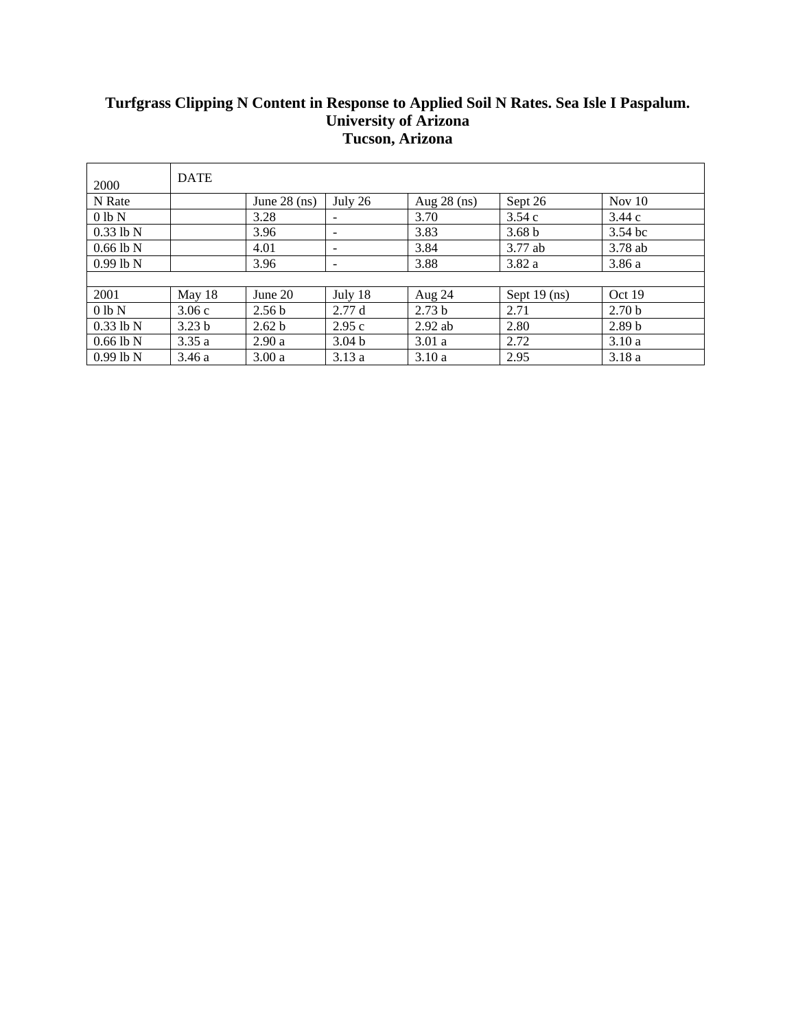**Turfgrass Clipping N Content in Response to Applied Soil N Rates. Sea Isle I Paspalum.**
**University of Arizona**
**Tucson, Arizona**

| 2000 | DATE | | | | | |
|---|---|---|---|---|---|---|
| N Rate | | June 28 (ns) | July 26 | Aug 28 (ns) | Sept 26 | Nov 10 |
| 0 lb N | | 3.28 | - | 3.70 | 3.54 c | 3.44 c |
| 0.33 lb N | | 3.96 | - | 3.83 | 3.68 b | 3.54 bc |
| 0.66 lb N | | 4.01 | - | 3.84 | 3.77 ab | 3.78 ab |
| 0.99 lb N | | 3.96 | - | 3.88 | 3.82 a | 3.86 a |
| | | | | | | |
| 2001 | May 18 | June 20 | July 18 | Aug 24 | Sept 19 (ns) | Oct 19 |
| 0 lb N | 3.06 c | 2.56 b | 2.77 d | 2.73 b | 2.71 | 2.70 b |
| 0.33 lb N | 3.23 b | 2.62 b | 2.95 c | 2.92 ab | 2.80 | 2.89 b |
| 0.66 lb N | 3.35 a | 2.90 a | 3.04 b | 3.01 a | 2.72 | 3.10 a |
| 0.99 lb N | 3.46 a | 3.00 a | 3.13 a | 3.10 a | 2.95 | 3.18 a |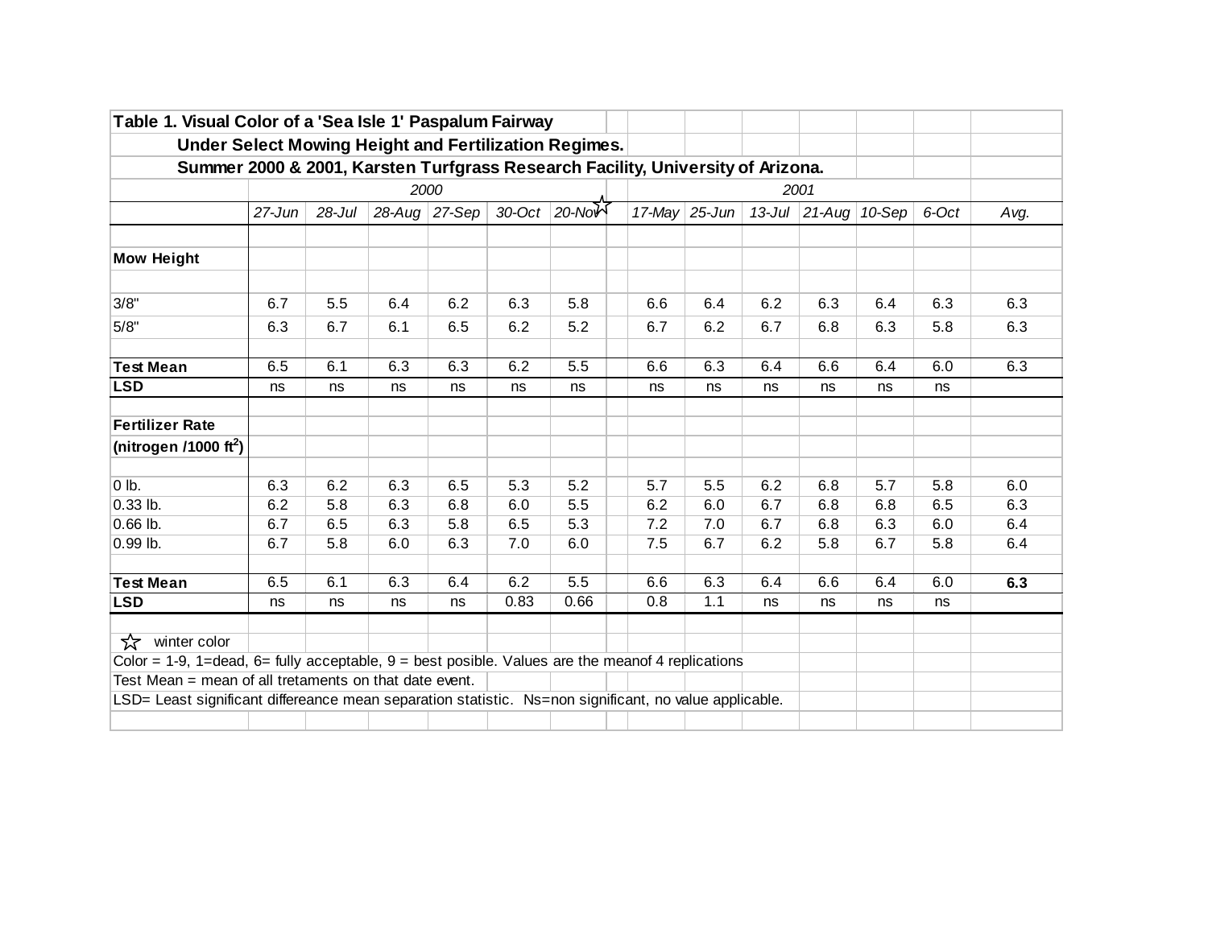**Table 1. Visual Color of a 'Sea Isle 1' Paspalum Fairway Under Select Mowing Height and Fertilization Regimes. Summer 2000 & 2001, Karsten Turfgrass Research Facility, University of Arizona.**

| | 2000 | | | | | | 2001 | | | | | | |
|---|---|---|---|---|---|---|---|---|---|---|---|---|---|
| | *27-Jun* | *28-Jul* | *28-Aug* | *27-Sep* | *30-Oct* | *20-Nov* ☆ | *17-May* | *25-Jun* | *13-Jul* | *21-Aug* | *10-Sep* | *6-Oct* | *Avg.* |
| **Mow Height** | | | | | | | | | | | | | |
| 3/8" | 6.7 | 5.5 | 6.4 | 6.2 | 6.3 | 5.8 | 6.6 | 6.4 | 6.2 | 6.3 | 6.4 | 6.3 | 6.3 |
| 5/8" | 6.3 | 6.7 | 6.1 | 6.5 | 6.2 | 5.2 | 6.7 | 6.2 | 6.7 | 6.8 | 6.3 | 5.8 | 6.3 |
| **Test Mean** | 6.5 | 6.1 | 6.3 | 6.3 | 6.2 | 5.5 | 6.6 | 6.3 | 6.4 | 6.6 | 6.4 | 6.0 | 6.3 |
| **LSD** | ns | ns | ns | ns | ns | ns | ns | ns | ns | ns | ns | ns | |
| **Fertilizer Rate (nitrogen /1000 ft$^2$)** | | | | | | | | | | | | | |
| 0 lb. | 6.3 | 6.2 | 6.3 | 6.5 | 5.3 | 5.2 | 5.7 | 5.5 | 6.2 | 6.8 | 5.7 | 5.8 | 6.0 |
| 0.33 lb. | 6.2 | 5.8 | 6.3 | 6.8 | 6.0 | 5.5 | 6.2 | 6.0 | 6.7 | 6.8 | 6.8 | 6.5 | 6.3 |
| 0.66 lb. | 6.7 | 6.5 | 6.3 | 5.8 | 6.5 | 5.3 | 7.2 | 7.0 | 6.7 | 6.8 | 6.3 | 6.0 | 6.4 |
| 0.99 lb. | 6.7 | 5.8 | 6.0 | 6.3 | 7.0 | 6.0 | 7.5 | 6.7 | 6.2 | 5.8 | 6.7 | 5.8 | 6.4 |
| **Test Mean** | 6.5 | 6.1 | 6.3 | 6.4 | 6.2 | 5.5 | 6.6 | 6.3 | 6.4 | 6.6 | 6.4 | 6.0 | **6.3** |
| **LSD** | ns | ns | ns | ns | 0.83 | 0.66 | 0.8 | 1.1 | ns | ns | ns | ns | |

☆ winter color

Color = 1-9, 1=dead, 6= fully acceptable, 9 = best posible. Values are the meanof 4 replications

Test Mean = mean of all tretaments on that date event.

LSD= Least significant differeance mean separation statistic. Ns=non significant, no value applicable.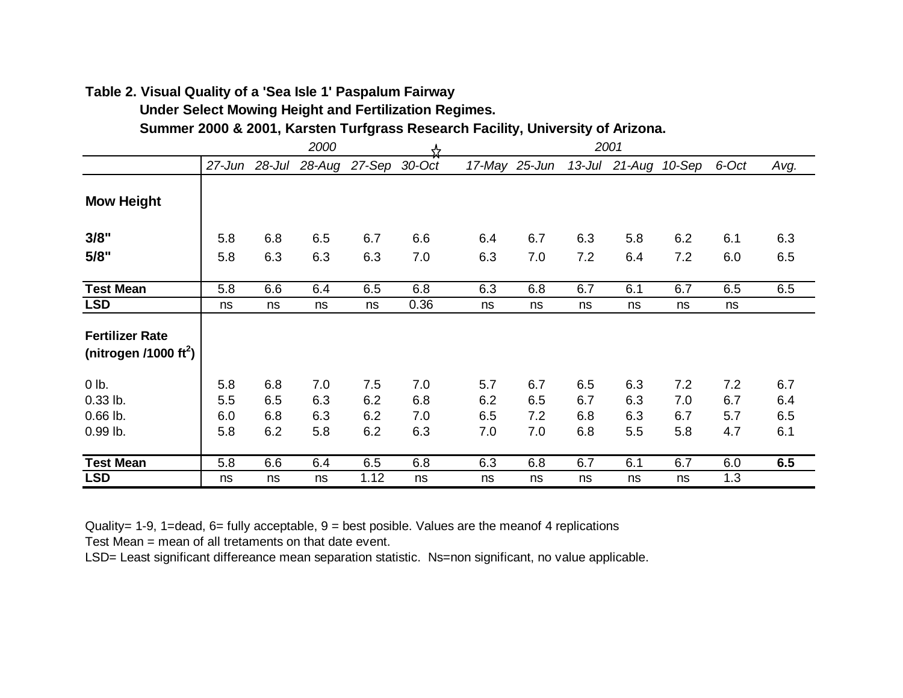**Table 2. Visual Quality of a 'Sea Isle 1' Paspalum Fairway Under Select Mowing Height and Fertilization Regimes. Summer 2000 & 2001, Karsten Turfgrass Research Facility, University of Arizona.**

| | *2000* | | | | ☆ | *2001* | | | | | | |
|---|---|---|---|---|---|---|---|---|---|---|---|---|
| | *27-Jun* | *28-Jul* | *28-Aug* | *27-Sep* | *30-Oct* | *17-May* | *25-Jun* | *13-Jul* | *21-Aug* | *10-Sep* | *6-Oct* | *Avg.* |
| **Mow Height** | | | | | | | | | | | | |
| **3/8"** | 5.8 | 6.8 | 6.5 | 6.7 | 6.6 | 6.4 | 6.7 | 6.3 | 5.8 | 6.2 | 6.1 | 6.3 |
| **5/8"** | 5.8 | 6.3 | 6.3 | 6.3 | 7.0 | 6.3 | 7.0 | 7.2 | 6.4 | 7.2 | 6.0 | 6.5 |
| **Test Mean** | 5.8 | 6.6 | 6.4 | 6.5 | 6.8 | 6.3 | 6.8 | 6.7 | 6.1 | 6.7 | 6.5 | 6.5 |
| **LSD** | ns | ns | ns | ns | 0.36 | ns | ns | ns | ns | ns | ns | |
| **Fertilizer Rate (nitrogen /1000 ft$^2$)** | | | | | | | | | | | | |
| 0 lb. | 5.8 | 6.8 | 7.0 | 7.5 | 7.0 | 5.7 | 6.7 | 6.5 | 6.3 | 7.2 | 7.2 | 6.7 |
| 0.33 lb. | 5.5 | 6.5 | 6.3 | 6.2 | 6.8 | 6.2 | 6.5 | 6.7 | 6.3 | 7.0 | 6.7 | 6.4 |
| 0.66 lb. | 6.0 | 6.8 | 6.3 | 6.2 | 7.0 | 6.5 | 7.2 | 6.8 | 6.3 | 6.7 | 5.7 | 6.5 |
| 0.99 lb. | 5.8 | 6.2 | 5.8 | 6.2 | 6.3 | 7.0 | 7.0 | 6.8 | 5.5 | 5.8 | 4.7 | 6.1 |
| **Test Mean** | 5.8 | 6.6 | 6.4 | 6.5 | 6.8 | 6.3 | 6.8 | 6.7 | 6.1 | 6.7 | 6.0 | **6.5** |
| **LSD** | ns | ns | ns | 1.12 | ns | ns | ns | ns | ns | ns | 1.3 | |

Quality= 1-9, 1=dead, 6= fully acceptable, 9 = best posible. Values are the meanof 4 replications

Test Mean = mean of all tretaments on that date event.

LSD= Least significant differeance mean separation statistic. Ns=non significant, no value applicable.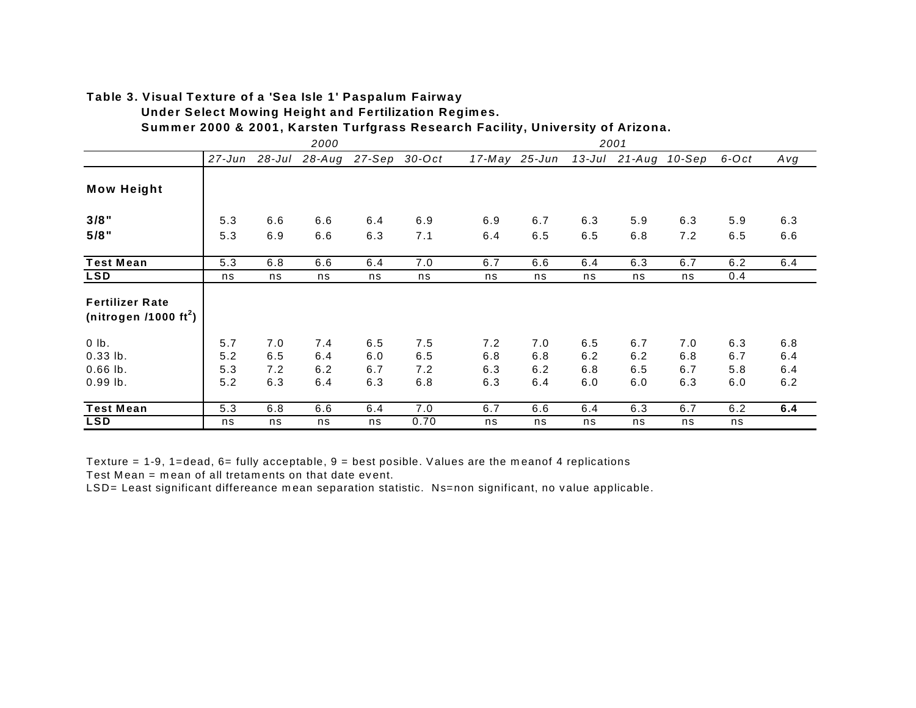**Table 3. Visual Texture of a 'Sea Isle 1' Paspalum Fairway Under Select Mowing Height and Fertilization Regimes. Summer 2000 & 2001, Karsten Turfgrass Research Facility, University of Arizona.**

| | 2000 | | | | | 2001 | | | | | | |
|---|---|---|---|---|---|---|---|---|---|---|---|---|
| | *27-Jun* | *28-Jul* | *28-Aug* | *27-Sep* | *30-Oct* | *17-May* | *25-Jun* | *13-Jul* | *21-Aug* | *10-Sep* | *6-Oct* | *Avg* |
| **Mow Height** | | | | | | | | | | | | |
| **3/8"** | 5.3 | 6.6 | 6.6 | 6.4 | 6.9 | 6.9 | 6.7 | 6.3 | 5.9 | 6.3 | 5.9 | 6.3 |
| **5/8"** | 5.3 | 6.9 | 6.6 | 6.3 | 7.1 | 6.4 | 6.5 | 6.5 | 6.8 | 7.2 | 6.5 | 6.6 |
| **Test Mean** | 5.3 | 6.8 | 6.6 | 6.4 | 7.0 | 6.7 | 6.6 | 6.4 | 6.3 | 6.7 | 6.2 | 6.4 |
| **LSD** | ns | ns | ns | ns | ns | ns | ns | ns | ns | ns | 0.4 | |
| **Fertilizer Rate (nitrogen /1000 ft$^2$)** | | | | | | | | | | | | |
| 0 lb. | 5.7 | 7.0 | 7.4 | 6.5 | 7.5 | 7.2 | 7.0 | 6.5 | 6.7 | 7.0 | 6.3 | 6.8 |
| 0.33 lb. | 5.2 | 6.5 | 6.4 | 6.0 | 6.5 | 6.8 | 6.8 | 6.2 | 6.2 | 6.8 | 6.7 | 6.4 |
| 0.66 lb. | 5.3 | 7.2 | 6.2 | 6.7 | 7.2 | 6.3 | 6.2 | 6.8 | 6.5 | 6.7 | 5.8 | 6.4 |
| 0.99 lb. | 5.2 | 6.3 | 6.4 | 6.3 | 6.8 | 6.3 | 6.4 | 6.0 | 6.0 | 6.3 | 6.0 | 6.2 |
| **Test Mean** | 5.3 | 6.8 | 6.6 | 6.4 | 7.0 | 6.7 | 6.6 | 6.4 | 6.3 | 6.7 | 6.2 | **6.4** |
| **LSD** | ns | ns | ns | ns | 0.70 | ns | ns | ns | ns | ns | ns | |

Texture = 1-9, 1=dead, 6= fully acceptable, 9 = best posible. Values are the meanof 4 replications

Test Mean = mean of all tretaments on that date event.

LSD= Least significant differeance mean separation statistic. Ns=non significant, no value applicable.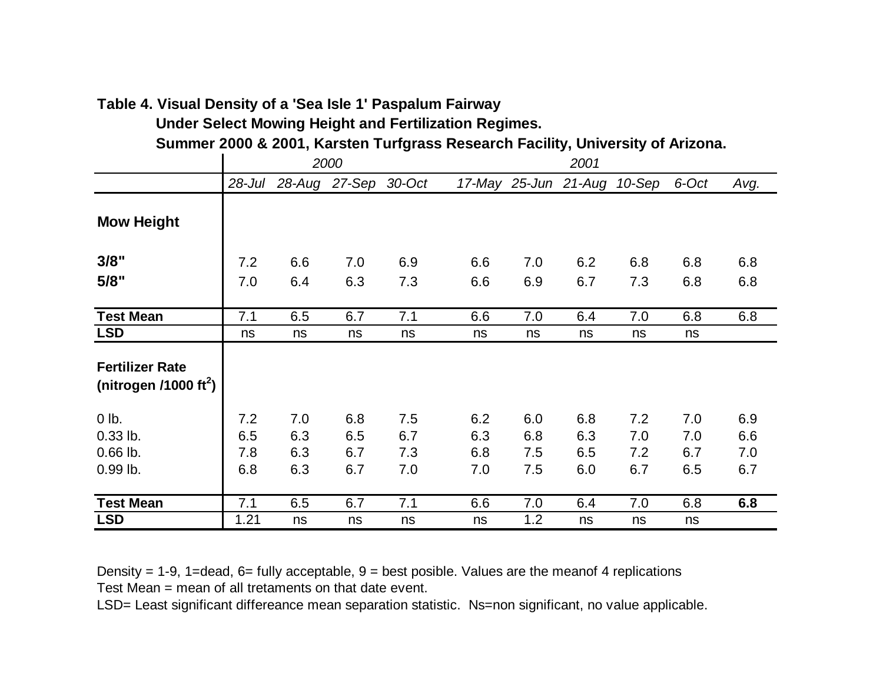**Table 4. Visual Density of a 'Sea Isle 1' Paspalum Fairway Under Select Mowing Height and Fertilization Regimes. Summer 2000 & 2001, Karsten Turfgrass Research Facility, University of Arizona.**

| | *2000* | | | | *2001* | | | | | |
|---|---|---|---|---|---|---|---|---|---|---|
| | *28-Jul* | *28-Aug* | *27-Sep* | *30-Oct* | *17-May* | *25-Jun* | *21-Aug* | *10-Sep* | *6-Oct* | *Avg.* |
| **Mow Height** | | | | | | | | | | |
| **3/8"** | 7.2 | 6.6 | 7.0 | 6.9 | 6.6 | 7.0 | 6.2 | 6.8 | 6.8 | 6.8 |
| **5/8"** | 7.0 | 6.4 | 6.3 | 7.3 | 6.6 | 6.9 | 6.7 | 7.3 | 6.8 | 6.8 |
| **Test Mean** | 7.1 | 6.5 | 6.7 | 7.1 | 6.6 | 7.0 | 6.4 | 7.0 | 6.8 | 6.8 |
| **LSD** | ns | ns | ns | ns | ns | ns | ns | ns | ns | |
| **Fertilizer Rate (nitrogen /1000 ft$^2$)** | | | | | | | | | | |
| 0 lb. | 7.2 | 7.0 | 6.8 | 7.5 | 6.2 | 6.0 | 6.8 | 7.2 | 7.0 | 6.9 |
| 0.33 lb. | 6.5 | 6.3 | 6.5 | 6.7 | 6.3 | 6.8 | 6.3 | 7.0 | 7.0 | 6.6 |
| 0.66 lb. | 7.8 | 6.3 | 6.7 | 7.3 | 6.8 | 7.5 | 6.5 | 7.2 | 6.7 | 7.0 |
| 0.99 lb. | 6.8 | 6.3 | 6.7 | 7.0 | 7.0 | 7.5 | 6.0 | 6.7 | 6.5 | 6.7 |
| **Test Mean** | 7.1 | 6.5 | 6.7 | 7.1 | 6.6 | 7.0 | 6.4 | 7.0 | 6.8 | **6.8** |
| **LSD** | 1.21 | ns | ns | ns | ns | 1.2 | ns | ns | ns | |

Density = 1-9, 1=dead, 6= fully acceptable, 9 = best posible. Values are the meanof 4 replications
Test Mean = mean of all tretaments on that date event.
LSD= Least significant differeance mean separation statistic. Ns=non significant, no value applicable.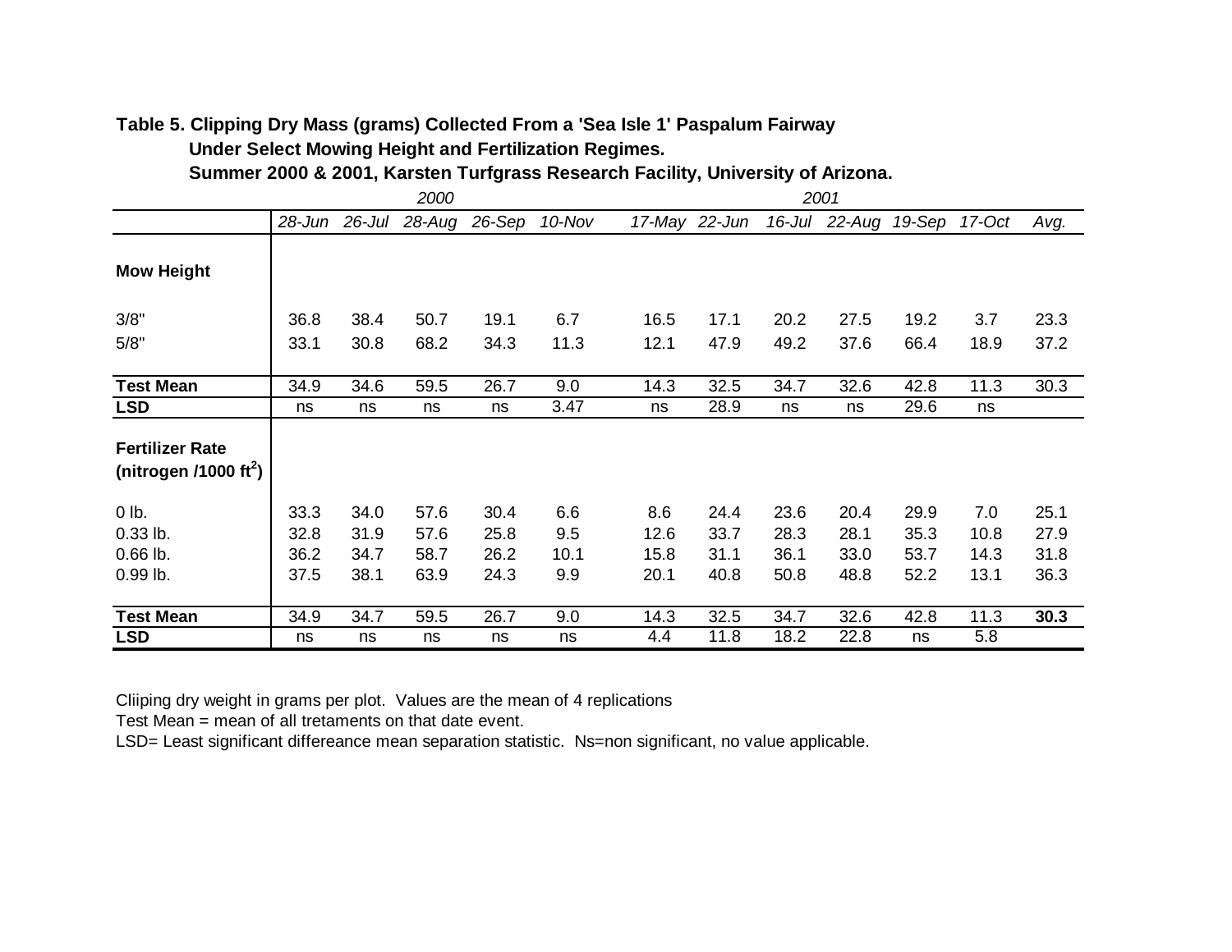**Table 5. Clipping Dry Mass (grams) Collected From a 'Sea Isle 1' Paspalum Fairway Under Select Mowing Height and Fertilization Regimes. Summer 2000 & 2001, Karsten Turfgrass Research Facility, University of Arizona.**

| | *2000* | | | | | *2001* | | | | | | |
|---|---|---|---|---|---|---|---|---|---|---|---|---|
| | *28-Jun* | *26-Jul* | *28-Aug* | *26-Sep* | *10-Nov* | *17-May* | *22-Jun* | *16-Jul* | *22-Aug* | *19-Sep* | *17-Oct* | *Avg.* |
| **Mow Height** | | | | | | | | | | | | |
| 3/8" | 36.8 | 38.4 | 50.7 | 19.1 | 6.7 | 16.5 | 17.1 | 20.2 | 27.5 | 19.2 | 3.7 | 23.3 |
| 5/8" | 33.1 | 30.8 | 68.2 | 34.3 | 11.3 | 12.1 | 47.9 | 49.2 | 37.6 | 66.4 | 18.9 | 37.2 |
| **Test Mean** | 34.9 | 34.6 | 59.5 | 26.7 | 9.0 | 14.3 | 32.5 | 34.7 | 32.6 | 42.8 | 11.3 | 30.3 |
| **LSD** | ns | ns | ns | ns | 3.47 | ns | 28.9 | ns | ns | 29.6 | ns | |
| **Fertilizer Rate (nitrogen /1000 ft$^2$)** | | | | | | | | | | | | |
| 0 lb. | 33.3 | 34.0 | 57.6 | 30.4 | 6.6 | 8.6 | 24.4 | 23.6 | 20.4 | 29.9 | 7.0 | 25.1 |
| 0.33 lb. | 32.8 | 31.9 | 57.6 | 25.8 | 9.5 | 12.6 | 33.7 | 28.3 | 28.1 | 35.3 | 10.8 | 27.9 |
| 0.66 lb. | 36.2 | 34.7 | 58.7 | 26.2 | 10.1 | 15.8 | 31.1 | 36.1 | 33.0 | 53.7 | 14.3 | 31.8 |
| 0.99 lb. | 37.5 | 38.1 | 63.9 | 24.3 | 9.9 | 20.1 | 40.8 | 50.8 | 48.8 | 52.2 | 13.1 | 36.3 |
| **Test Mean** | 34.9 | 34.7 | 59.5 | 26.7 | 9.0 | 14.3 | 32.5 | 34.7 | 32.6 | 42.8 | 11.3 | **30.3** |
| **LSD** | ns | ns | ns | ns | ns | 4.4 | 11.8 | 18.2 | 22.8 | ns | 5.8 | |

Cliiping dry weight in grams per plot. Values are the mean of 4 replications

Test Mean = mean of all tretaments on that date event.

LSD= Least significant differeance mean separation statistic. Ns=non significant, no value applicable.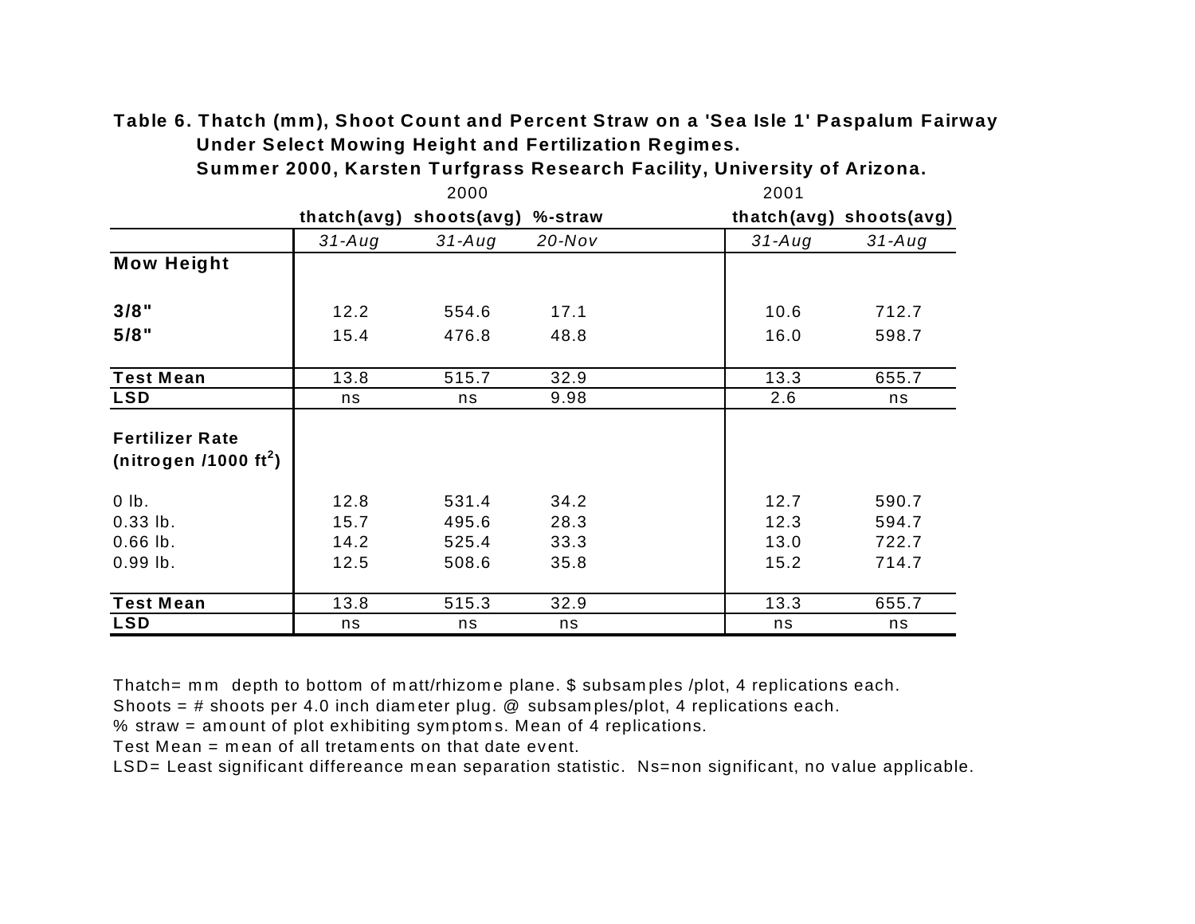**Table 6. Thatch (mm), Shoot Count and Percent Straw on a 'Sea Isle 1' Paspalum Fairway Under Select Mowing Height and Fertilization Regimes. Summer 2000, Karsten Turfgrass Research Facility, University of Arizona.**

| | 2000 | | | 2001 | |
|---|---|---|---|---|---|
| | **thatch(avg)** | **shoots(avg)** | **%-straw** | **thatch(avg)** | **shoots(avg)** |
| | *31-Aug* | *31-Aug* | *20-Nov* | *31-Aug* | *31-Aug* |
| **Mow Height** | | | | | |
| **3/8"** | 12.2 | 554.6 | 17.1 | 10.6 | 712.7 |
| **5/8"** | 15.4 | 476.8 | 48.8 | 16.0 | 598.7 |
| **Test Mean** | 13.8 | 515.7 | 32.9 | 13.3 | 655.7 |
| **LSD** | ns | ns | 9.98 | 2.6 | ns |
| **Fertilizer Rate (nitrogen /1000 ft$^2$)** | | | | | |
| 0 lb. | 12.8 | 531.4 | 34.2 | 12.7 | 590.7 |
| 0.33 lb. | 15.7 | 495.6 | 28.3 | 12.3 | 594.7 |
| 0.66 lb. | 14.2 | 525.4 | 33.3 | 13.0 | 722.7 |
| 0.99 lb. | 12.5 | 508.6 | 35.8 | 15.2 | 714.7 |
| **Test Mean** | 13.8 | 515.3 | 32.9 | 13.3 | 655.7 |
| **LSD** | ns | ns | ns | ns | ns |

Thatch= mm depth to bottom of matt/rhizome plane. $ subsamples /plot, 4 replications each.
Shoots = # shoots per 4.0 inch diameter plug. @ subsamples/plot, 4 replications each.
% straw = amount of plot exhibiting symptoms. Mean of 4 replications.
Test Mean = mean of all tretaments on that date event.
LSD= Least significant differeance mean separation statistic. Ns=non significant, no value applicable.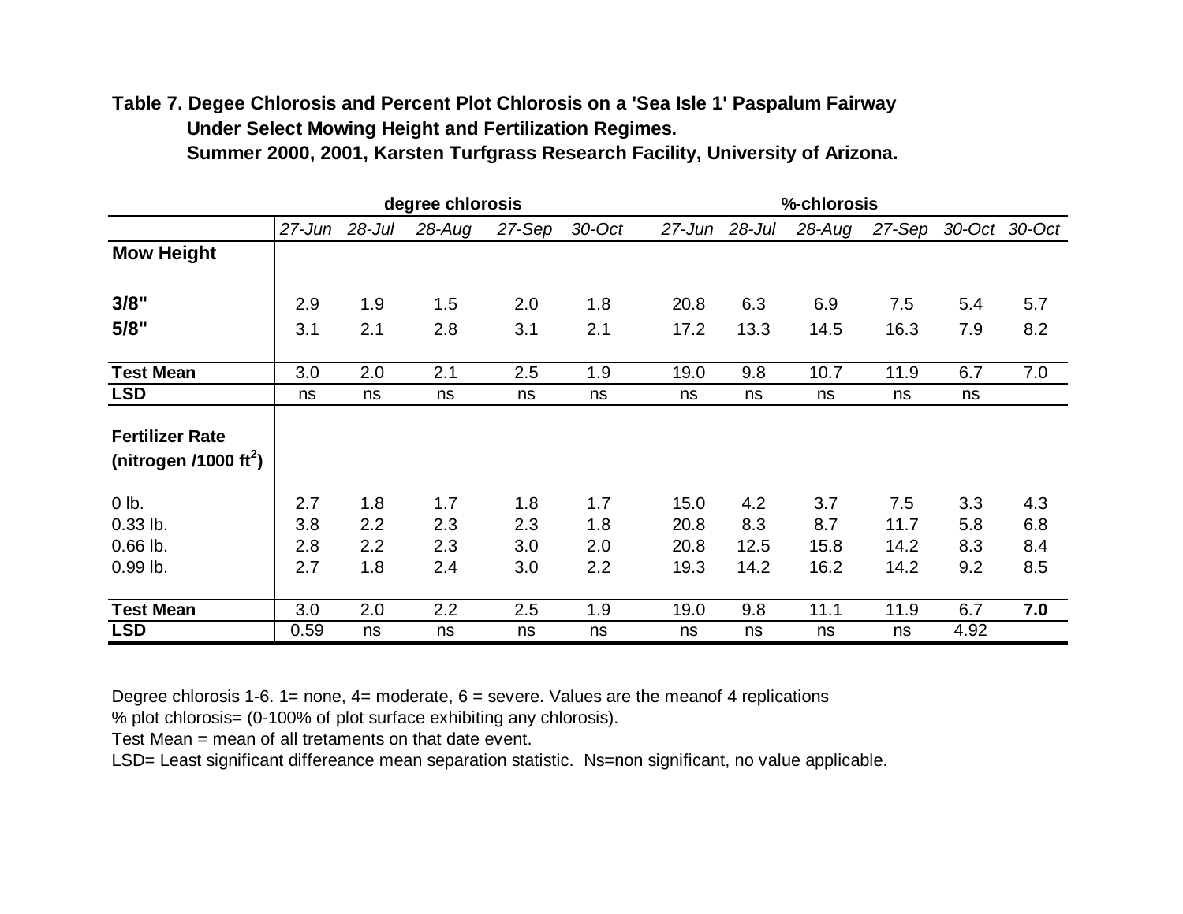**Table 7. Degee Chlorosis and Percent Plot Chlorosis on a 'Sea Isle 1' Paspalum Fairway Under Select Mowing Height and Fertilization Regimes. Summer 2000, 2001, Karsten Turfgrass Research Facility, University of Arizona.**

| | degree chlorosis | | | | | %-chlorosis | | | | | |
|---|---|---|---|---|---|---|---|---|---|---|---|
| | *27-Jun* | *28-Jul* | *28-Aug* | *27-Sep* | *30-Oct* | *27-Jun* | *28-Jul* | *28-Aug* | *27-Sep* | *30-Oct* | *30-Oct* |
| **Mow Height** | | | | | | | | | | | |
| **3/8"** | 2.9 | 1.9 | 1.5 | 2.0 | 1.8 | 20.8 | 6.3 | 6.9 | 7.5 | 5.4 | 5.7 |
| **5/8"** | 3.1 | 2.1 | 2.8 | 3.1 | 2.1 | 17.2 | 13.3 | 14.5 | 16.3 | 7.9 | 8.2 |
| **Test Mean** | 3.0 | 2.0 | 2.1 | 2.5 | 1.9 | 19.0 | 9.8 | 10.7 | 11.9 | 6.7 | 7.0 |
| **LSD** | ns | ns | ns | ns | ns | ns | ns | ns | ns | ns | |
| **Fertilizer Rate (nitrogen /1000 ft$^2$)** | | | | | | | | | | | |
| 0 lb. | 2.7 | 1.8 | 1.7 | 1.8 | 1.7 | 15.0 | 4.2 | 3.7 | 7.5 | 3.3 | 4.3 |
| 0.33 lb. | 3.8 | 2.2 | 2.3 | 2.3 | 1.8 | 20.8 | 8.3 | 8.7 | 11.7 | 5.8 | 6.8 |
| 0.66 lb. | 2.8 | 2.2 | 2.3 | 3.0 | 2.0 | 20.8 | 12.5 | 15.8 | 14.2 | 8.3 | 8.4 |
| 0.99 lb. | 2.7 | 1.8 | 2.4 | 3.0 | 2.2 | 19.3 | 14.2 | 16.2 | 14.2 | 9.2 | 8.5 |
| **Test Mean** | 3.0 | 2.0 | 2.2 | 2.5 | 1.9 | 19.0 | 9.8 | 11.1 | 11.9 | 6.7 | **7.0** |
| **LSD** | 0.59 | ns | ns | ns | ns | ns | ns | ns | ns | 4.92 | |

Degree chlorosis 1-6. 1= none, 4= moderate, 6 = severe. Values are the meanof 4 replications

% plot chlorosis= (0-100% of plot surface exhibiting any chlorosis).

Test Mean = mean of all tretaments on that date event.

LSD= Least significant differeance mean separation statistic. Ns=non significant, no value applicable.